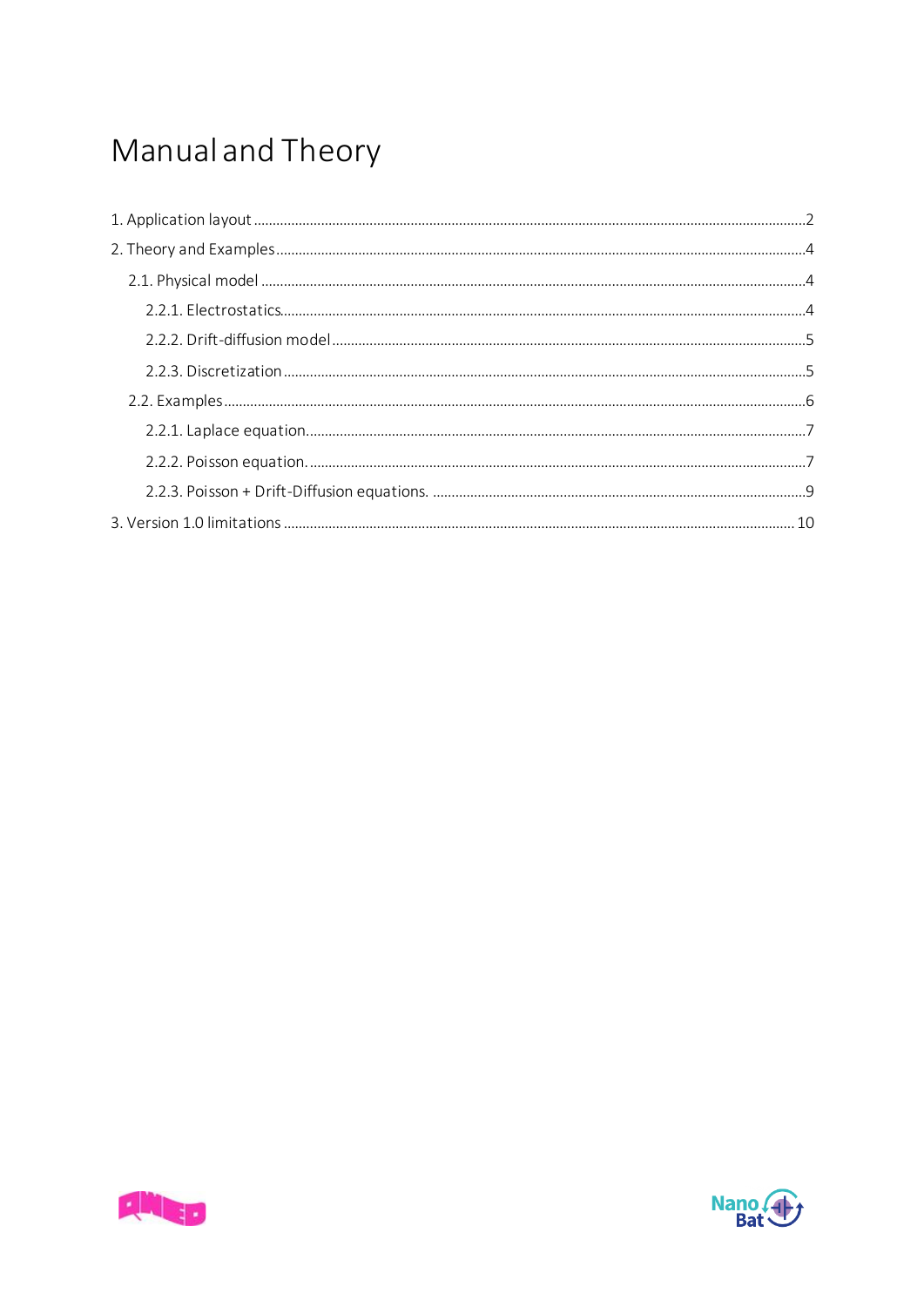# Manual and Theory

1. Application layout .......... 2
2. Theory and Examples .......... 4
    2.1. Physical model .......... 4
        2.2.1. Electrostatics .......... 4
        2.2.2. Drift-diffusion model .......... 5
        2.2.3. Discretization .......... 5
    2.2. Examples .......... 6
        2.2.1. Laplace equation .......... 7
        2.2.2. Poisson equation. .......... 7
        2.2.3. Poisson + Drift-Diffusion equations. .......... 9
3. Version 1.0 limitations .......... 10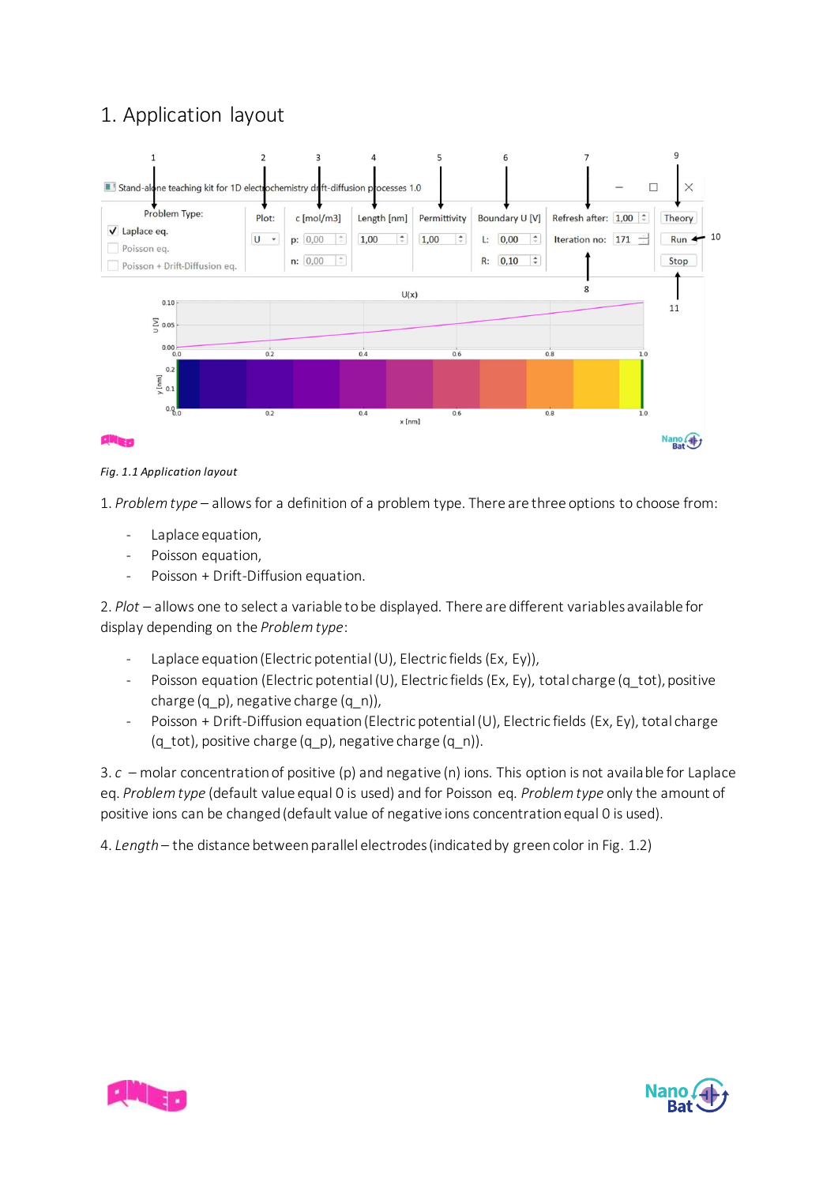# 1. Application layout

*Fig. 1.1 Application layout*

1. *Problem type* – allows for a definition of a problem type. There are three options to choose from:

- Laplace equation,
- Poisson equation,
- Poisson + Drift-Diffusion equation.

2. *Plot* – allows one to select a variable to be displayed. There are different variables available for display depending on the *Problem type*:

- Laplace equation (Electric potential (U), Electric fields (Ex, Ey)),
- Poisson equation (Electric potential (U), Electric fields (Ex, Ey), total charge (q_tot), positive charge (q_p), negative charge (q_n)),
- Poisson + Drift-Diffusion equation (Electric potential (U), Electric fields (Ex, Ey), total charge (q_tot), positive charge (q_p), negative charge (q_n)).

3. *c* – molar concentration of positive (p) and negative (n) ions. This option is not available for Laplace eq. *Problem type* (default value equal 0 is used) and for Poisson eq. *Problem type* only the amount of positive ions can be changed (default value of negative ions concentration equal 0 is used).

4. *Length* – the distance between parallel electrodes (indicated by green color in Fig. 1.2)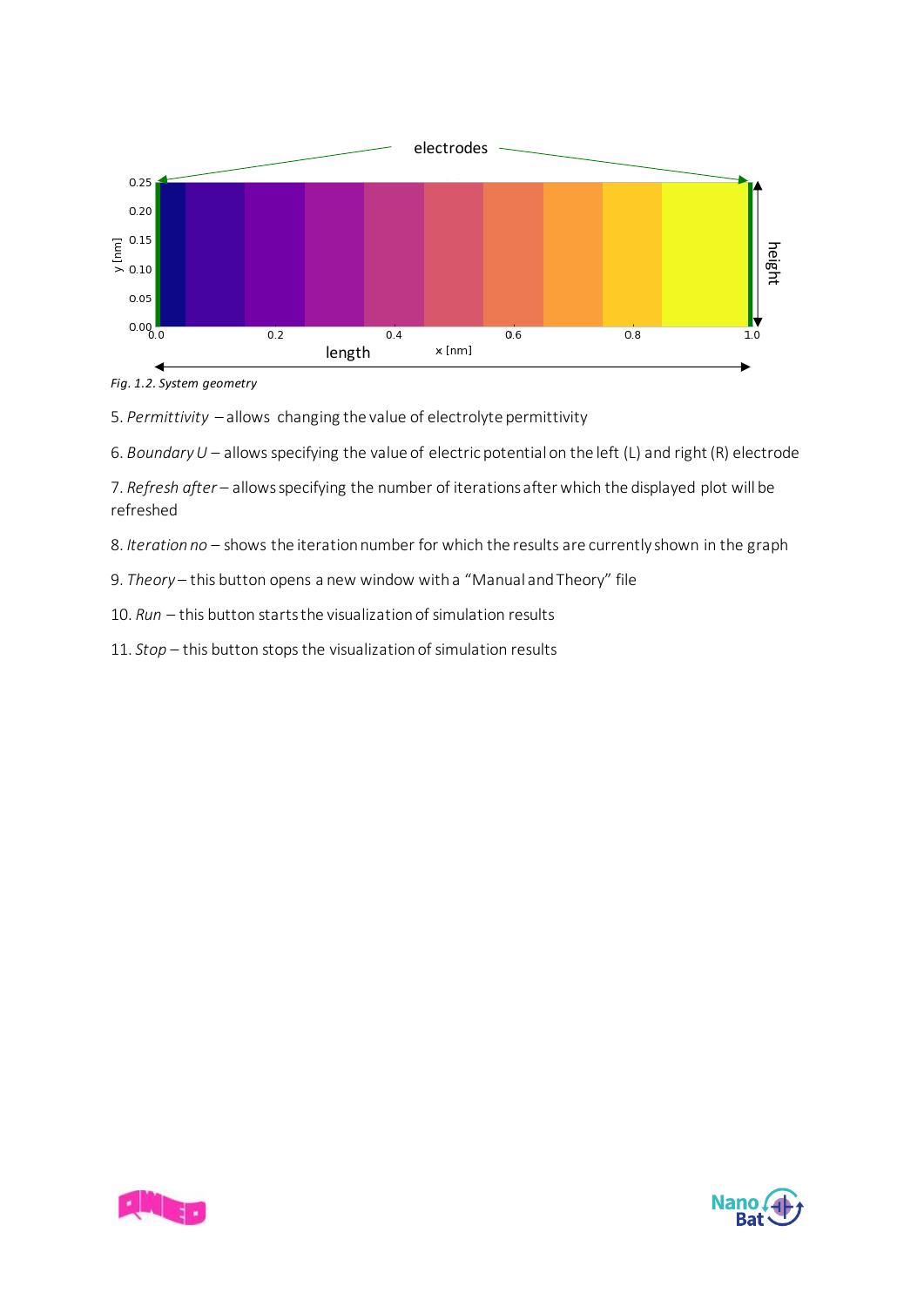*Fig. 1.2. System geometry*

5. *Permittivity* – allows changing the value of electrolyte permittivity

6. *Boundary U* – allows specifying the value of electric potential on the left (L) and right (R) electrode

7. *Refresh after* – allows specifying the number of iterations after which the displayed plot will be refreshed

8. *Iteration no* – shows the iteration number for which the results are currently shown in the graph

9. *Theory* – this button opens a new window with a "Manual and Theory" file

10. *Run* – this button starts the visualization of simulation results

11. *Stop* – this button stops the visualization of simulation results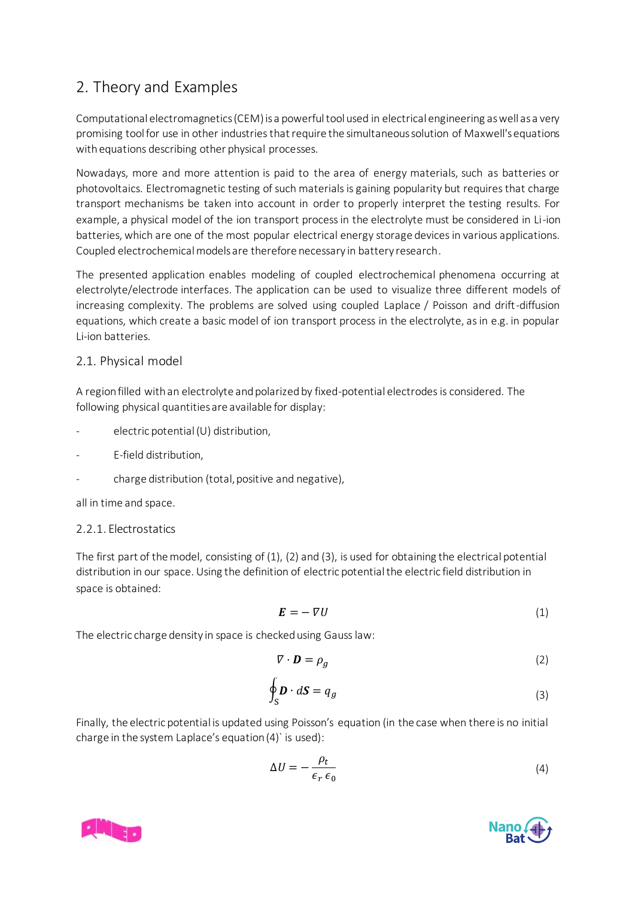## 2. Theory and Examples

Computational electromagnetics (CEM) is a powerful tool used in electrical engineering as well as a very promising tool for use in other industries that require the simultaneous solution of Maxwell's equations with equations describing other physical processes.

Nowadays, more and more attention is paid to the area of energy materials, such as batteries or photovoltaics. Electromagnetic testing of such materials is gaining popularity but requires that charge transport mechanisms be taken into account in order to properly interpret the testing results. For example, a physical model of the ion transport process in the electrolyte must be considered in Li-ion batteries, which are one of the most popular electrical energy storage devices in various applications. Coupled electrochemical models are therefore necessary in battery research.

The presented application enables modeling of coupled electrochemical phenomena occurring at electrolyte/electrode interfaces. The application can be used to visualize three different models of increasing complexity. The problems are solved using coupled Laplace / Poisson and drift-diffusion equations, which create a basic model of ion transport process in the electrolyte, as in e.g. in popular Li-ion batteries.

### 2.1. Physical model

A region filled with an electrolyte and polarized by fixed-potential electrodes is considered. The following physical quantities are available for display:

- electric potential (U) distribution,
- E-field distribution,
- charge distribution (total, positive and negative),

all in time and space.

#### 2.2.1. Electrostatics

The first part of the model, consisting of (1), (2) and (3), is used for obtaining the electrical potential distribution in our space. Using the definition of electric potential the electric field distribution in space is obtained:

$$\boldsymbol{E} = -\nabla U \tag{1}$$

The electric charge density in space is checked using Gauss law:

$$\nabla \cdot \boldsymbol{D} = \rho_g \tag{2}$$

$$\oint_S \boldsymbol{D} \cdot d\boldsymbol{S} = q_g \tag{3}$$

Finally, the electric potential is updated using Poisson's equation (in the case when there is no initial charge in the system Laplace's equation (4)` is used):

$$\Delta U = -\frac{\rho_t}{\epsilon_r \, \epsilon_0} \tag{4}$$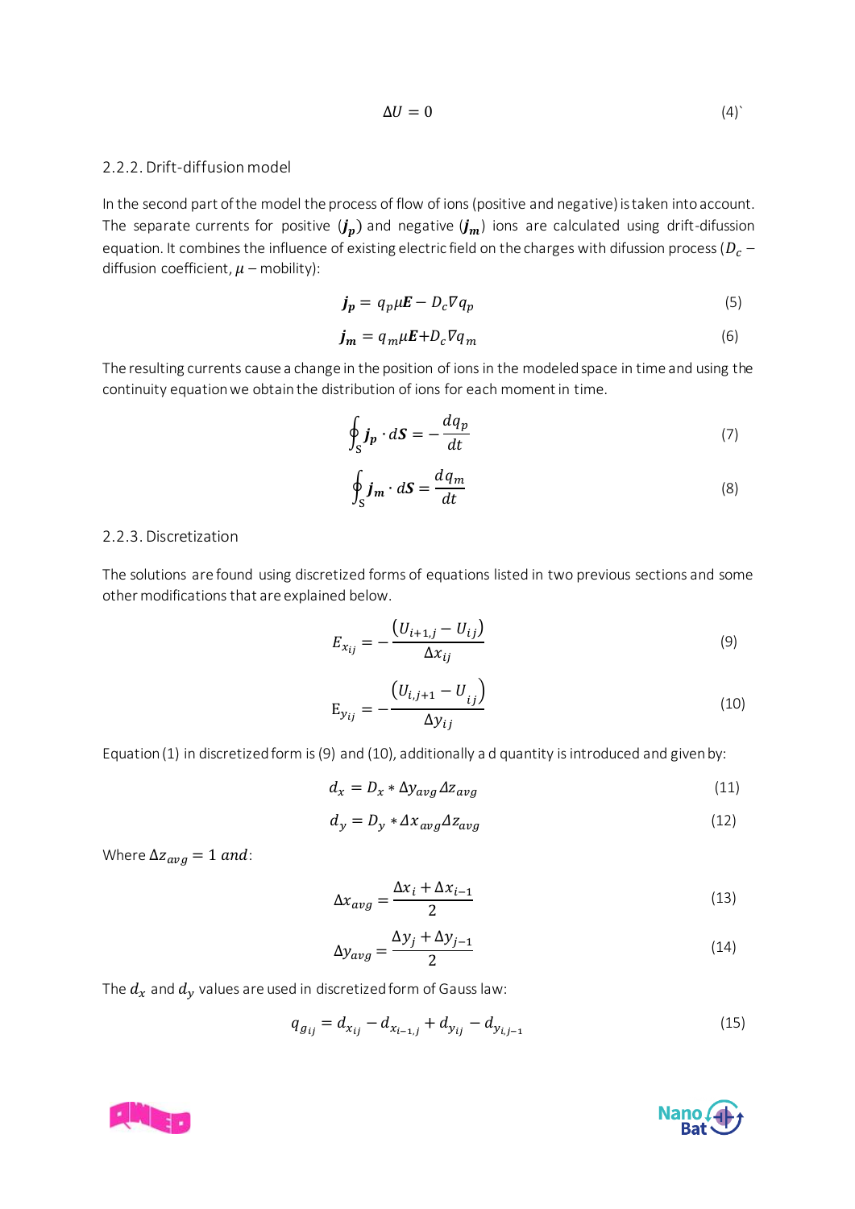$$\Delta U = 0 \tag{4`}$$

### 2.2.2. Drift-diffusion model

In the second part of the model the process of flow of ions (positive and negative) is taken into account. The separate currents for positive ($\boldsymbol{j_p}$) and negative ($\boldsymbol{j_m}$) ions are calculated using drift-difussion equation. It combines the influence of existing electric field on the charges with difussion process ($D_c$ – diffusion coefficient, $\mu$ – mobility):

$$\boldsymbol{j_p} = q_p \mu \boldsymbol{E} - D_c \nabla q_p \tag{5}$$

$$\boldsymbol{j_m} = q_m \mu \boldsymbol{E} + D_c \nabla q_m \tag{6}$$

The resulting currents cause a change in the position of ions in the modeled space in time and using the continuity equation we obtain the distribution of ions for each moment in time.

$$\oint_S \boldsymbol{j_p} \cdot d\boldsymbol{S} = -\frac{dq_p}{dt} \tag{7}$$

$$\oint_S \boldsymbol{j_m} \cdot d\boldsymbol{S} = \frac{dq_m}{dt} \tag{8}$$

### 2.2.3. Discretization

The solutions are found using discretized forms of equations listed in two previous sections and some other modifications that are explained below.

$$E_{x_{ij}} = -\frac{(U_{i+1,j} - U_{ij})}{\Delta x_{ij}} \tag{9}$$

$$E_{y_{ij}} = -\frac{(U_{i,j+1} - U_{ij})}{\Delta y_{ij}} \tag{10}$$

Equation (1) in discretized form is (9) and (10), additionally a d quantity is introduced and given by:

$$d_x = D_x * \Delta y_{avg} \Delta z_{avg} \tag{11}$$

$$d_y = D_y * \Delta x_{avg} \Delta z_{avg} \tag{12}$$

Where $\Delta z_{avg} = 1$ *and*:

$$\Delta x_{avg} = \frac{\Delta x_i + \Delta x_{i-1}}{2} \tag{13}$$

$$\Delta y_{avg} = \frac{\Delta y_j + \Delta y_{j-1}}{2} \tag{14}$$

The $d_x$ and $d_y$ values are used in discretized form of Gauss law:

$$q_{g_{ij}} = d_{x_{ij}} - d_{x_{i-1,j}} + d_{y_{ij}} - d_{y_{i,j-1}} \tag{15}$$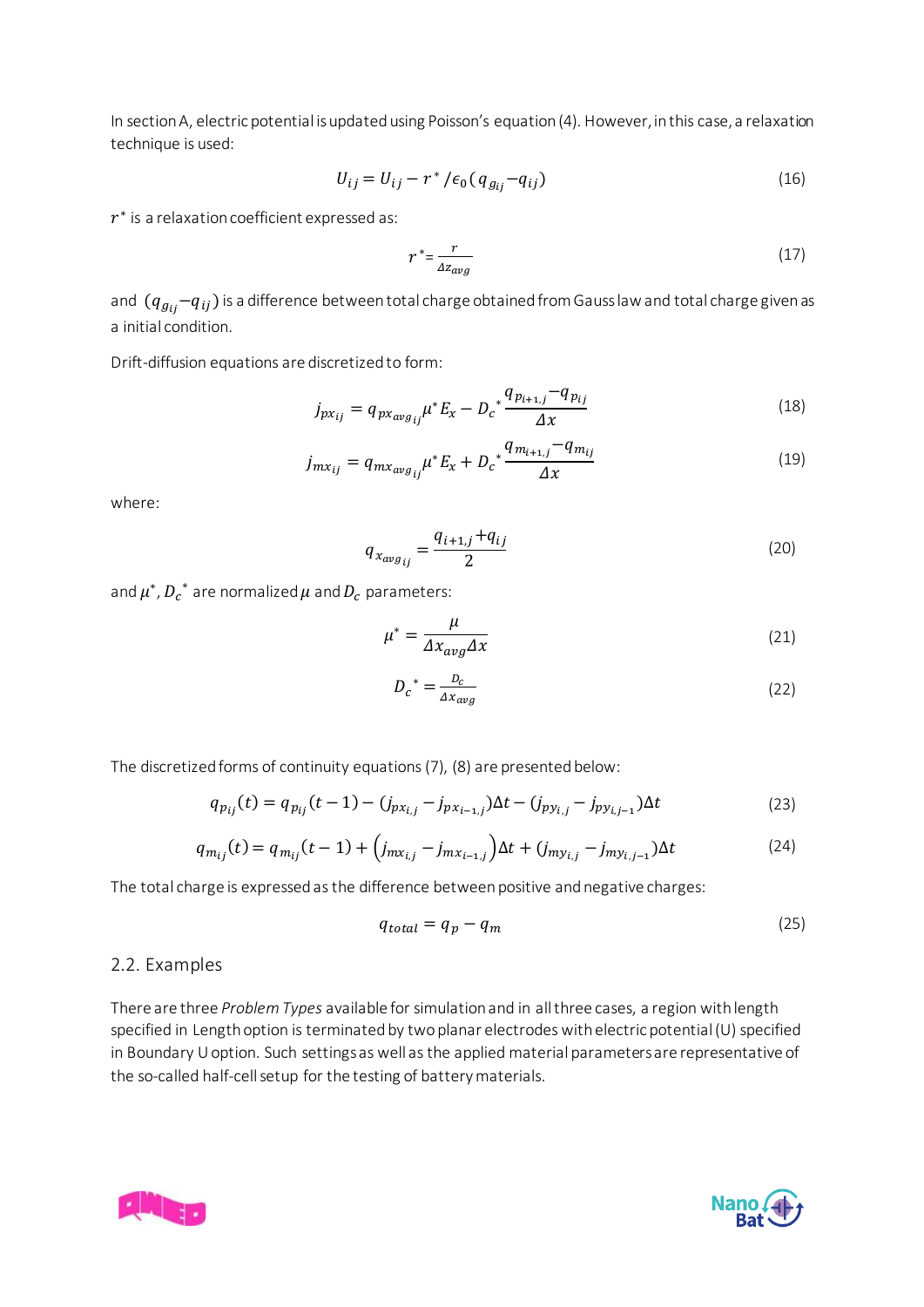In section A, electric potential is updated using Poisson's equation (4). However, in this case, a relaxation technique is used:

$$U_{ij} = U_{ij} - r^* / \epsilon_0 ( q_{g_{ij}} - q_{ij} ) \tag{16}$$

$r^*$ is a relaxation coefficient expressed as:

$$r^* = \frac{r}{\Delta z_{avg}} \tag{17}$$

and $( q_{g_{ij}} - q_{ij} )$ is a difference between total charge obtained from Gauss law and total charge given as a initial condition.

Drift-diffusion equations are discretized to form:

$$j_{px_{ij}} = q_{px_{avg}{}_{ij}} \mu^* E_x - D_c{}^* \frac{q_{p_{i+1,j}} - q_{p_{ij}}}{\Delta x} \tag{18}$$

$$j_{mx_{ij}} = q_{mx_{avg}{}_{ij}} \mu^* E_x + D_c{}^* \frac{q_{m_{i+1,j}} - q_{m_{ij}}}{\Delta x} \tag{19}$$

where:

$$q_{x_{avg}{}_{ij}} = \frac{q_{i+1,j} + q_{ij}}{2} \tag{20}$$

and $\mu^*$, $D_c{}^*$ are normalized $\mu$ and $D_c$ parameters:

$$\mu^* = \frac{\mu}{\Delta x_{avg} \Delta x} \tag{21}$$

$$D_c{}^* = \frac{D_c}{\Delta x_{avg}} \tag{22}$$

The discretized forms of continuity equations (7), (8) are presented below:

$$q_{p_{ij}}(t) = q_{p_{ij}}(t-1) - ( j_{px_{i,j}} - j_{px_{i-1,j}} ) \Delta t - ( j_{py_{i,j}} - j_{py_{i,j-1}} ) \Delta t \tag{23}$$

$$q_{m_{ij}}(t) = q_{m_{ij}}(t-1) + \left( j_{mx_{i,j}} - j_{mx_{i-1,j}} \right) \Delta t + ( j_{my_{i,j}} - j_{my_{i,j-1}} ) \Delta t \tag{24}$$

The total charge is expressed as the difference between positive and negative charges:

$$q_{total} = q_p - q_m \tag{25}$$

## 2.2. Examples

There are three *Problem Types* available for simulation and in all three cases, a region with length specified in Length option is terminated by two planar electrodes with electric potential (U) specified in Boundary U option. Such settings as well as the applied material parameters are representative of the so-called half-cell setup for the testing of battery materials.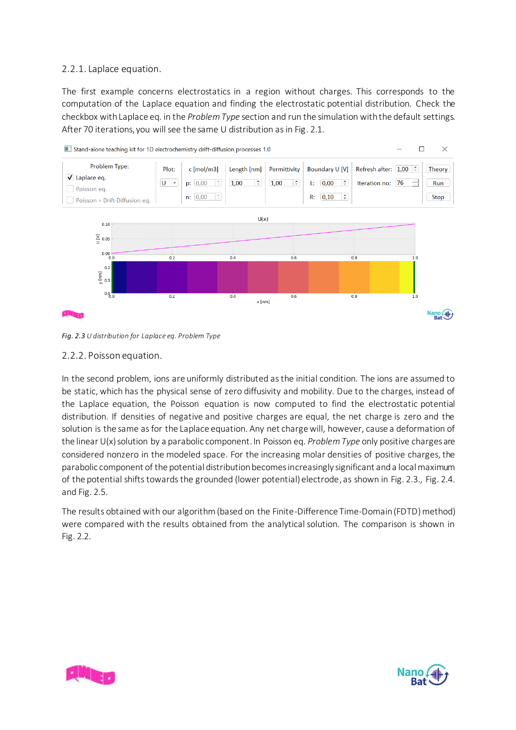### 2.2.1. Laplace equation.

The first example concerns electrostatics in a region without charges. This corresponds to the computation of the Laplace equation and finding the electrostatic potential distribution. Check the checkbox with Laplace eq. in the *Problem Type* section and run the simulation with the default settings. After 70 iterations, you will see the same U distribution as in Fig. 2.1.

*Fig. 2.3 U distribution for Laplace eq. Problem Type*

### 2.2.2. Poisson equation.

In the second problem, ions are uniformly distributed as the initial condition. The ions are assumed to be static, which has the physical sense of zero diffusivity and mobility. Due to the charges, instead of the Laplace equation, the Poisson equation is now computed to find the electrostatic potential distribution. If densities of negative and positive charges are equal, the net charge is zero and the solution is the same as for the Laplace equation. Any net charge will, however, cause a deformation of the linear U(x) solution by a parabolic component. In Poisson eq. *Problem Type* only positive charges are considered nonzero in the modeled space. For the increasing molar densities of positive charges, the parabolic component of the potential distribution becomes increasingly significant and a local maximum of the potential shifts towards the grounded (lower potential) electrode, as shown in Fig. 2.3., Fig. 2.4. and Fig. 2.5.

The results obtained with our algorithm (based on the Finite-Difference Time-Domain (FDTD) method) were compared with the results obtained from the analytical solution. The comparison is shown in Fig. 2.2.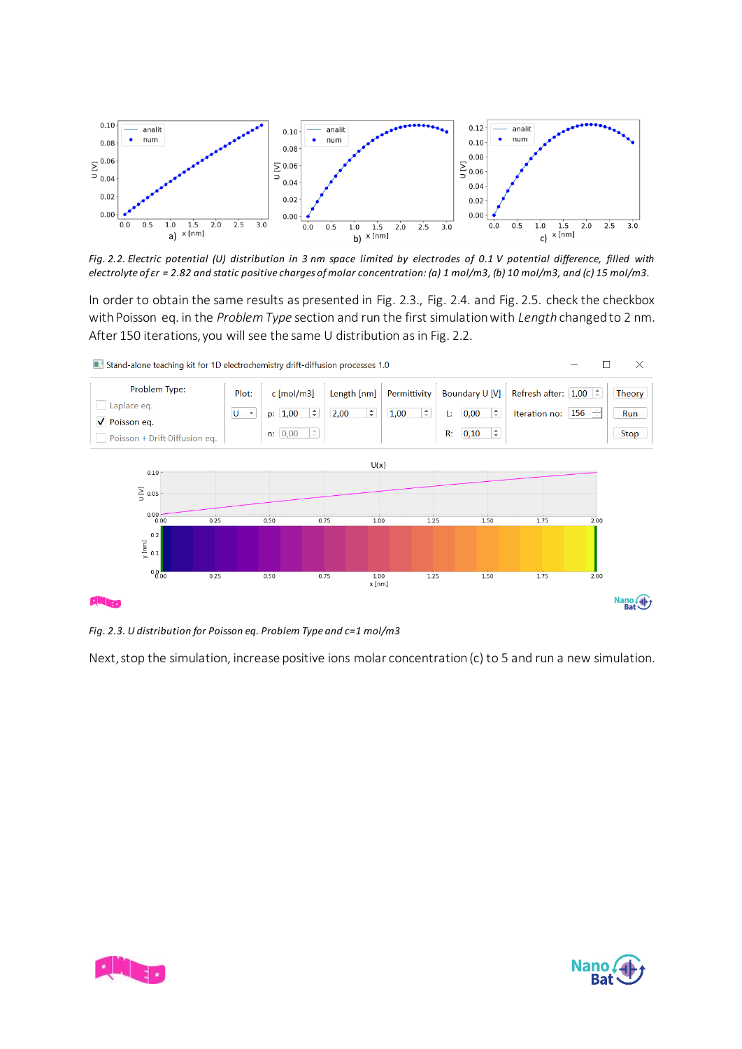Fig. 2.2. *Electric potential (U) distribution in 3 nm space limited by electrodes of 0.1 V potential difference, filled with electrolyte of $\varepsilon r$ = 2.82 and static positive charges of molar concentration: (a) 1 mol/m3, (b) 10 mol/m3, and (c) 15 mol/m3.*

In order to obtain the same results as presented in Fig. 2.3., Fig. 2.4. and Fig. 2.5. check the checkbox with Poisson eq. in the *Problem Type* section and run the first simulation with *Length* changed to 2 nm. After 150 iterations, you will see the same U distribution as in Fig. 2.2.

*Fig. 2.3. U distribution for Poisson eq. Problem Type and c=1 mol/m3*

Next, stop the simulation, increase positive ions molar concentration (c) to 5 and run a new simulation.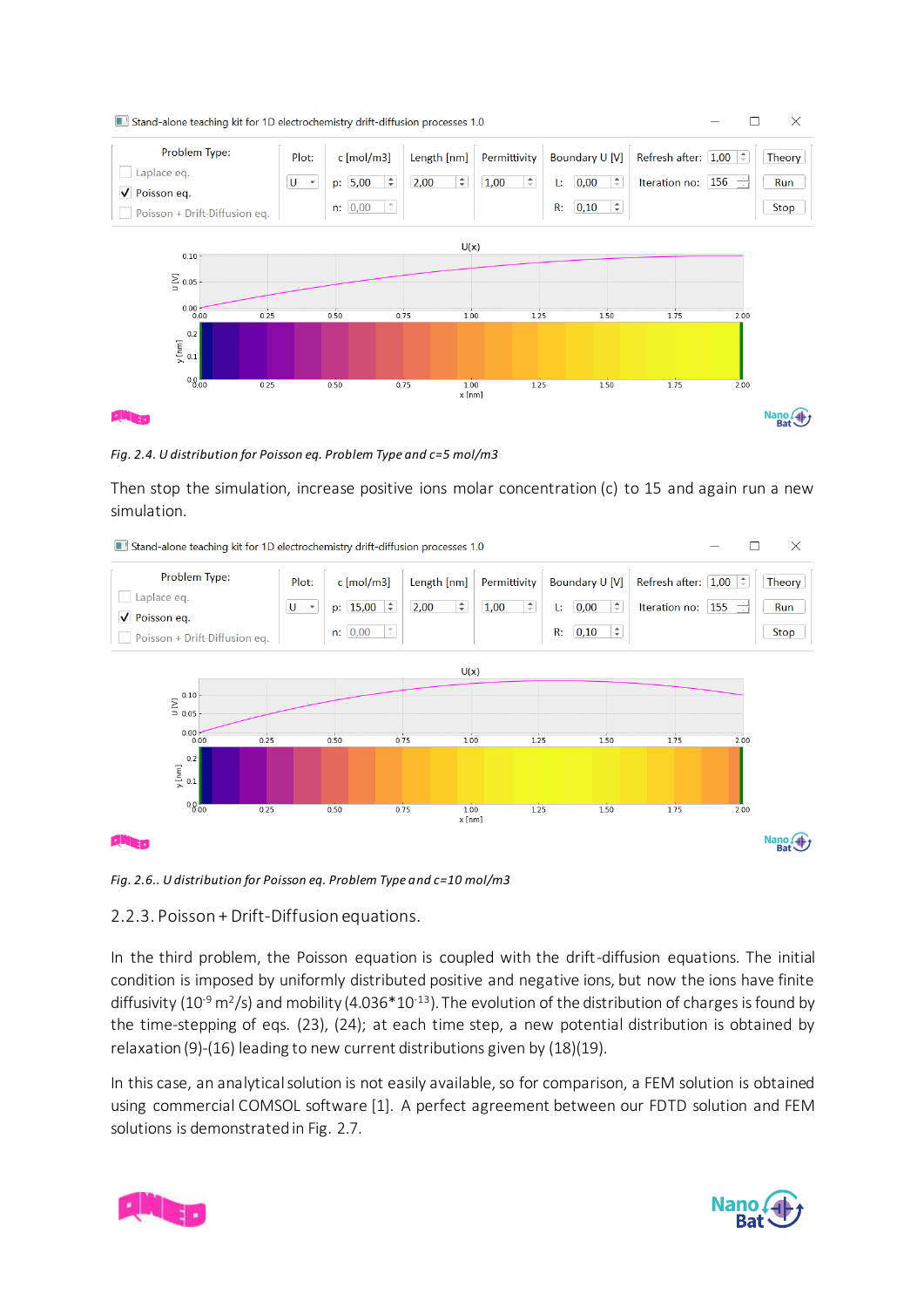*Fig. 2.4. U distribution for Poisson eq. Problem Type and c=5 mol/m3*

Then stop the simulation, increase positive ions molar concentration (c) to 15 and again run a new simulation.

*Fig. 2.6.. U distribution for Poisson eq. Problem Type and c=10 mol/m3*

### 2.2.3. Poisson + Drift-Diffusion equations.

In the third problem, the Poisson equation is coupled with the drift-diffusion equations. The initial condition is imposed by uniformly distributed positive and negative ions, but now the ions have finite diffusivity ($10^{-9}$ $m^2/s$) and mobility ($4.036*10^{-13}$). The evolution of the distribution of charges is found by the time-stepping of eqs. (23), (24); at each time step, a new potential distribution is obtained by relaxation (9)-(16) leading to new current distributions given by (18)(19).

In this case, an analytical solution is not easily available, so for comparison, a FEM solution is obtained using commercial COMSOL software [1]. A perfect agreement between our FDTD solution and FEM solutions is demonstrated in Fig. 2.7.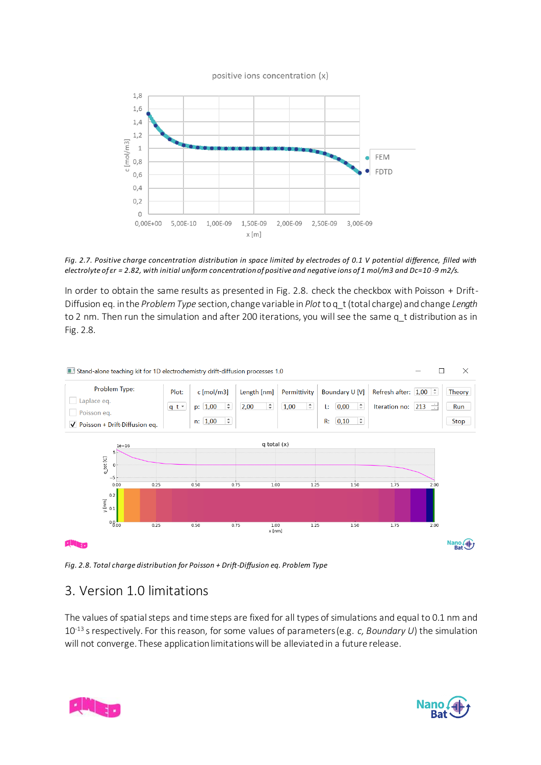*Fig. 2.7. Positive charge concentration distribution in space limited by electrodes of 0.1 V potential difference, filled with electrolyte of εr = 2.82, with initial uniform concentration of positive and negative ions of 1 mol/m3 and Dc=10 -9 m2/s.*

In order to obtain the same results as presented in Fig. 2.8. check the checkbox with Poisson + Drift-Diffusion eq. in the *Problem Type* section, change variable in *Plot* to q_t (total charge) and change *Length* to 2 nm. Then run the simulation and after 200 iterations, you will see the same q_t distribution as in Fig. 2.8.

*Fig. 2.8. Total charge distribution for Poisson + Drift-Diffusion eq. Problem Type*

## 3. Version 1.0 limitations

The values of spatial steps and time steps are fixed for all types of simulations and equal to 0.1 nm and $10^{-13}$ s respectively. For this reason, for some values of parameters (e.g. *c, Boundary U*) the simulation will not converge. These application limitations will be alleviated in a future release.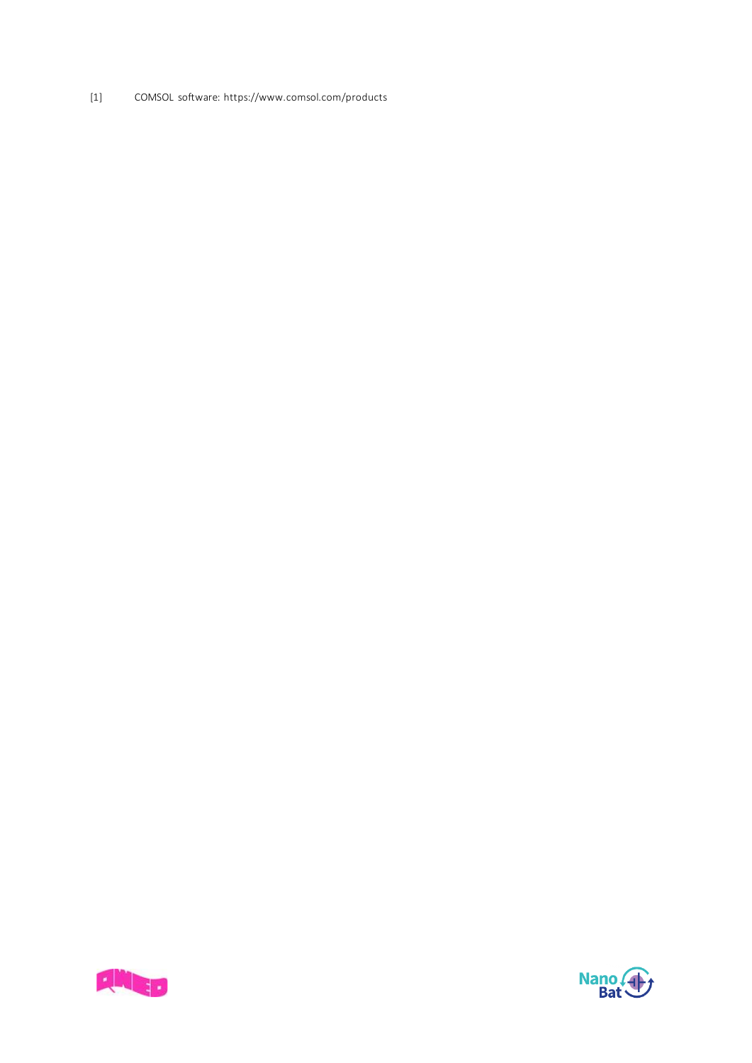[1] COMSOL software: https://www.comsol.com/products